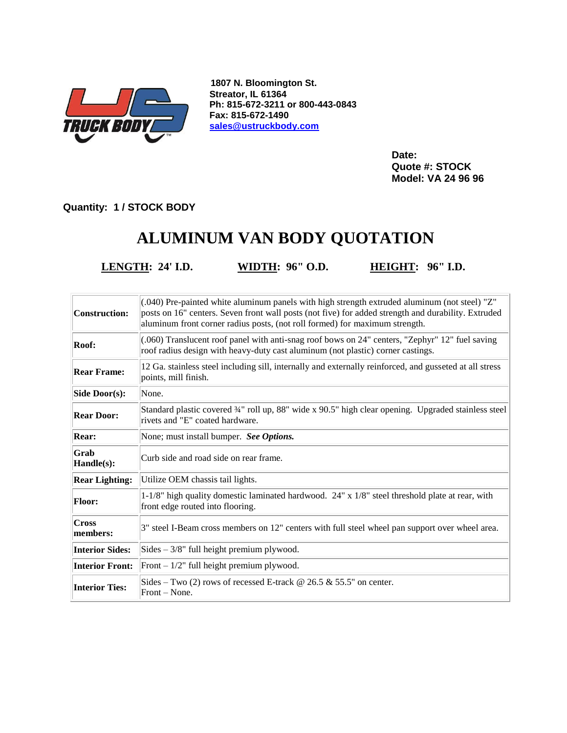1807 N. Bloomington St.
Streator, IL 61364
Ph: 815-672-3211 or 800-443-0843
Fax: 815-672-1490
sales@ustruckbody.com

**Date:**
**Quote #: STOCK**
**Model: VA 24 96 96**

**Quantity: 1 / STOCK BODY**

# ALUMINUM VAN BODY QUOTATION

**LENGTH: 24' I.D.** **WIDTH: 96" O.D.** **HEIGHT: 96" I.D.**

| | |
|---|---|
| **Construction:** | (.040) Pre-painted white aluminum panels with high strength extruded aluminum (not steel) "Z" posts on 16" centers. Seven front wall posts (not five) for added strength and durability. Extruded aluminum front corner radius posts, (not roll formed) for maximum strength. |
| **Roof:** | (.060) Translucent roof panel with anti-snag roof bows on 24" centers, "Zephyr" 12" fuel saving roof radius design with heavy-duty cast aluminum (not plastic) corner castings. |
| **Rear Frame:** | 12 Ga. stainless steel including sill, internally and externally reinforced, and gusseted at all stress points, mill finish. |
| **Side Door(s):** | None. |
| **Rear Door:** | Standard plastic covered ¾" roll up, 88" wide x 90.5" high clear opening. Upgraded stainless steel rivets and "E" coated hardware. |
| **Rear:** | None; must install bumper. ***See Options.*** |
| **Grab Handle(s):** | Curb side and road side on rear frame. |
| **Rear Lighting:** | Utilize OEM chassis tail lights. |
| **Floor:** | 1-1/8" high quality domestic laminated hardwood. 24" x 1/8" steel threshold plate at rear, with front edge routed into flooring. |
| **Cross members:** | 3" steel I-Beam cross members on 12" centers with full steel wheel pan support over wheel area. |
| **Interior Sides:** | Sides – 3/8" full height premium plywood. |
| **Interior Front:** | Front – 1/2" full height premium plywood. |
| **Interior Ties:** | Sides – Two (2) rows of recessed E-track @ 26.5 & 55.5" on center.<br>Front – None. |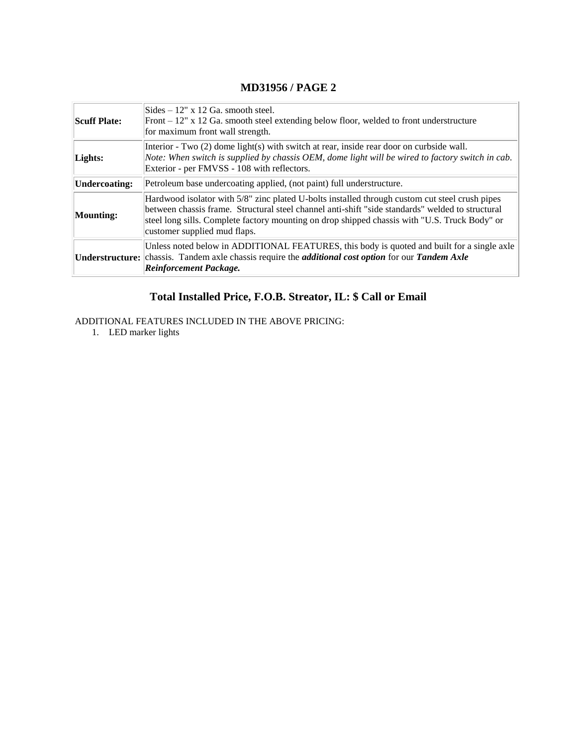## MD31956 / PAGE 2

| | |
|---|---|
| **Scuff Plate:** | Sides – 12" x 12 Ga. smooth steel.<br>Front – 12" x 12 Ga. smooth steel extending below floor, welded to front understructure for maximum front wall strength. |
| **Lights:** | Interior - Two (2) dome light(s) with switch at rear, inside rear door on curbside wall.<br>*Note: When switch is supplied by chassis OEM, dome light will be wired to factory switch in cab.*<br>Exterior - per FMVSS - 108 with reflectors. |
| **Undercoating:** | Petroleum base undercoating applied, (not paint) full understructure. |
| **Mounting:** | Hardwood isolator with 5/8" zinc plated U-bolts installed through custom cut steel crush pipes between chassis frame. Structural steel channel anti-shift "side standards" welded to structural steel long sills. Complete factory mounting on drop shipped chassis with "U.S. Truck Body" or customer supplied mud flaps. |
| **Understructure:** | Unless noted below in ADDITIONAL FEATURES, this body is quoted and built for a single axle chassis. Tandem axle chassis require the ***additional cost option*** for our ***Tandem Axle Reinforcement Package.*** |

### Total Installed Price, F.O.B. Streator, IL: $ Call or Email

ADDITIONAL FEATURES INCLUDED IN THE ABOVE PRICING:

1. LED marker lights